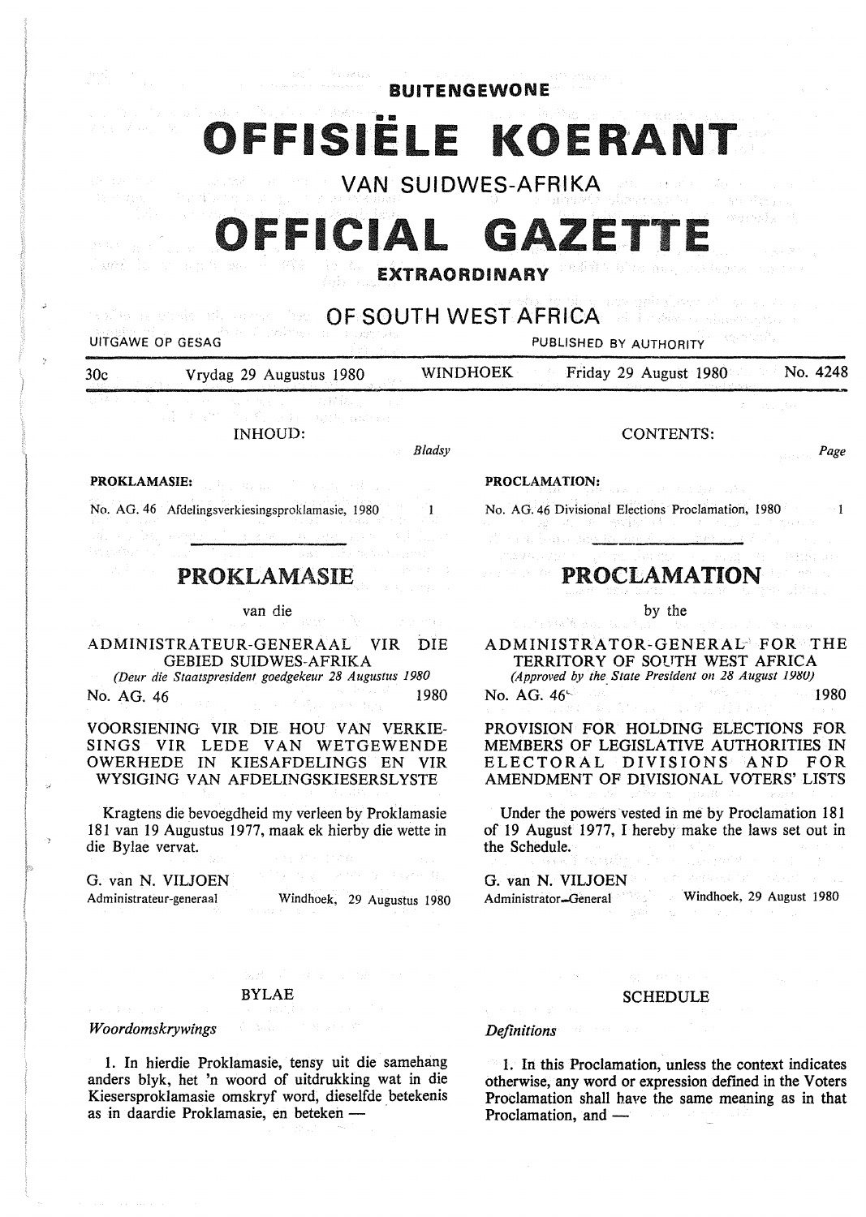**BUITENGEWONE**

# OFFISIËLE KOERANT

## VAN SUIDWES-AFRIKA

# OFFICIAL GAZETTE

**EXTRAORDINARY**

## OF SOUTH WEST AFRICA

UITGAWE OP GESAG — PUBLISHED BY AUTHORITY

30c — Vrydag 29 Augustus 1980 — WINDHOEK — Friday 29 August 1980 — No. 4248

INHOUD:

| | Bladsy |
|---|---|
| **PROKLAMASIE:** | |
| No. AG. 46 Afdelingsverkiesingsproklamasie, 1980 | 1 |

## PROKLAMASIE

van die

ADMINISTRATEUR-GENERAAL VIR DIE GEBIED SUIDWES-AFRIKA

*(Deur die Staatspresident goedgekeur 28 Augustus 1980)*

No. AG. 46 — 1980

VOORSIENING VIR DIE HOU VAN VERKIESINGS VIR LEDE VAN WETGEWENDE OWERHEDE IN KIESAFDELINGS EN VIR WYSIGING VAN AFDELINGSKIESERSLYSTE

Kragtens die bevoegdheid my verleen by Proklamasie 181 van 19 Augustus 1977, maak ek hierby die wette in die Bylae vervat.

G. van N. VILJOEN
Administrateur-generaal — Windhoek, 29 Augustus 1980

### BYLAE

*Woordomskrywings*

1. In hierdie Proklamasie, tensy uit die samehang anders blyk, het 'n woord of uitdrukking wat in die Kiesersproklamasie omskryf word, dieselfde betekenis as in daardie Proklamasie, en beteken —

CONTENTS:

| | Page |
|---|---|
| **PROCLAMATION:** | |
| No. AG. 46 Divisional Elections Proclamation, 1980 | 1 |

## PROCLAMATION

by the

ADMINISTRATOR-GENERAL FOR THE TERRITORY OF SOUTH WEST AFRICA

*(Approved by the State President on 28 August 1980)*

No. AG. 46 — 1980

PROVISION FOR HOLDING ELECTIONS FOR MEMBERS OF LEGISLATIVE AUTHORITIES IN ELECTORAL DIVISIONS AND FOR AMENDMENT OF DIVISIONAL VOTERS' LISTS

Under the powers vested in me by Proclamation 181 of 19 August 1977, I hereby make the laws set out in the Schedule.

G. van N. VILJOEN
Administrator-General — Windhoek, 29 August 1980

### SCHEDULE

*Definitions*

1. In this Proclamation, unless the context indicates otherwise, any word or expression defined in the Voters Proclamation shall have the same meaning as in that Proclamation, and —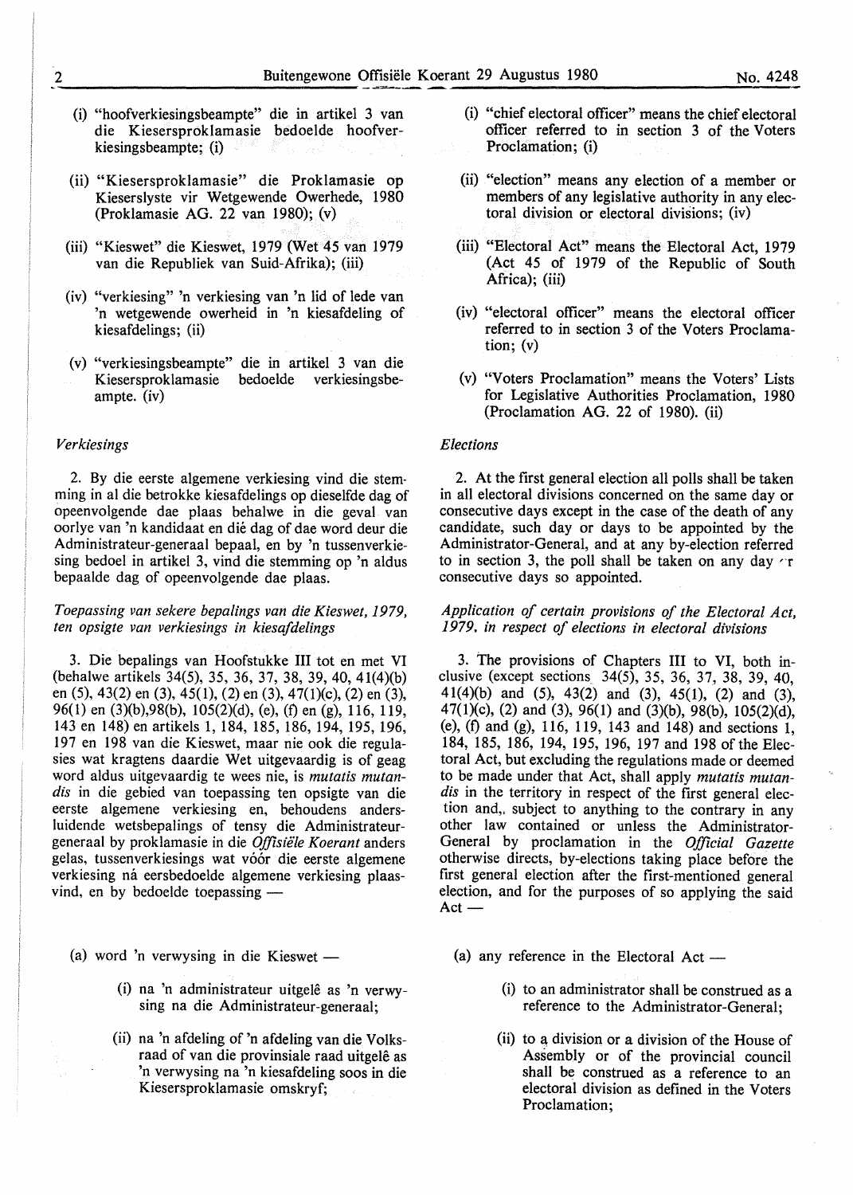(i) "hoofverkiesingsbeampte" die in artikel 3 van die Kiesersproklamasie bedoelde hoofverkiesingsbeampte; (i)

(ii) "Kiesersproklamasie" die Proklamasie op Kieserslyste vir Wetgewende Owerhede, 1980 (Proklamasie AG. 22 van 1980); (v)

(iii) "Kieswet" die Kieswet, 1979 (Wet 45 van 1979 van die Republiek van Suid-Afrika); (iii)

(iv) "verkiesing" 'n verkiesing van 'n lid of lede van 'n wetgewende owerheid in 'n kiesafdeling of kiesafdelings; (ii)

(v) "verkiesingsbeampte" die in artikel 3 van die Kiesersproklamasie bedoelde verkiesingsbeampte. (iv)

*Verkiesings*

2. By die eerste algemene verkiesing vind die stemming in al die betrokke kiesafdelings op dieselfde dag of opeenvolgende dae plaas behalwe in die geval van oorlye van 'n kandidaat en dié dag of dae word deur die Administrateur-generaal bepaal, en by 'n tussenverkiesing bedoel in artikel 3, vind die stemming op 'n aldus bepaalde dag of opeenvolgende dae plaas.

*Toepassing van sekere bepalings van die Kieswet, 1979, ten opsigte van verkiesings in kiesafdelings*

3. Die bepalings van Hoofstukke III tot en met VI (behalwe artikels 34(5), 35, 36, 37, 38, 39, 40, 41(4)(b) en (5), 43(2) en (3), 45(1), (2) en (3), 47(1)(c), (2) en (3), 96(1) en (3)(b), 98(b), 105(2)(d), (e), (f) en (g), 116, 119, 143 en 148) en artikels 1, 184, 185, 186, 194, 195, 196, 197 en 198 van die Kieswet, maar nie ook die regulasies wat kragtens daardie Wet uitgevaardig is of geag word aldus uitgevaardig te wees nie, is *mutatis mutandis* in die gebied van toepassing ten opsigte van die eerste algemene verkiesing en, behoudens andersluidende wetsbepalings of tensy die Administrateur-generaal by proklamasie in die *Offisiële Koerant* anders gelas, tussenverkiesings wat vóór die eerste algemene verkiesing ná eersbedoelde algemene verkiesing plaasvind, en by bedoelde toepassing —

(a) word 'n verwysing in die Kieswet —

(i) na 'n administrateur uitgelê as 'n verwysing na die Administrateur-generaal;

(ii) na 'n afdeling of 'n afdeling van die Volksraad of van die provinsiale raad uitgelê as 'n verwysing na 'n kiesafdeling soos in die Kiesersproklamasie omskryf;

(i) "chief electoral officer" means the chief electoral officer referred to in section 3 of the Voters Proclamation; (i)

(ii) "election" means any election of a member or members of any legislative authority in any electoral division or electoral divisions; (iv)

(iii) "Electoral Act" means the Electoral Act, 1979 (Act 45 of 1979 of the Republic of South Africa); (iii)

(iv) "electoral officer" means the electoral officer referred to in section 3 of the Voters Proclamation; (v)

(v) "Voters Proclamation" means the Voters' Lists for Legislative Authorities Proclamation, 1980 (Proclamation AG. 22 of 1980). (ii)

*Elections*

2. At the first general election all polls shall be taken in all electoral divisions concerned on the same day or consecutive days except in the case of the death of any candidate, such day or days to be appointed by the Administrator-General, and at any by-election referred to in section 3, the poll shall be taken on any day or consecutive days so appointed.

*Application of certain provisions of the Electoral Act, 1979, in respect of elections in electoral divisions*

3. The provisions of Chapters III to VI, both inclusive (except sections 34(5), 35, 36, 37, 38, 39, 40, 41(4)(b) and (5), 43(2) and (3), 45(1), (2) and (3), 47(1)(c), (2) and (3), 96(1) and (3)(b), 98(b), 105(2)(d), (e), (f) and (g), 116, 119, 143 and 148) and sections 1, 184, 185, 186, 194, 195, 196, 197 and 198 of the Electoral Act, but excluding the regulations made or deemed to be made under that Act, shall apply *mutatis mutandis* in the territory in respect of the first general election and,, subject to anything to the contrary in any other law contained or unless the Administrator-General by proclamation in the *Official Gazette* otherwise directs, by-elections taking place before the first general election after the first-mentioned general election, and for the purposes of so applying the said Act —

(a) any reference in the Electoral Act —

(i) to an administrator shall be construed as a reference to the Administrator-General;

(ii) to a division or a division of the House of Assembly or of the provincial council shall be construed as a reference to an electoral division as defined in the Voters Proclamation;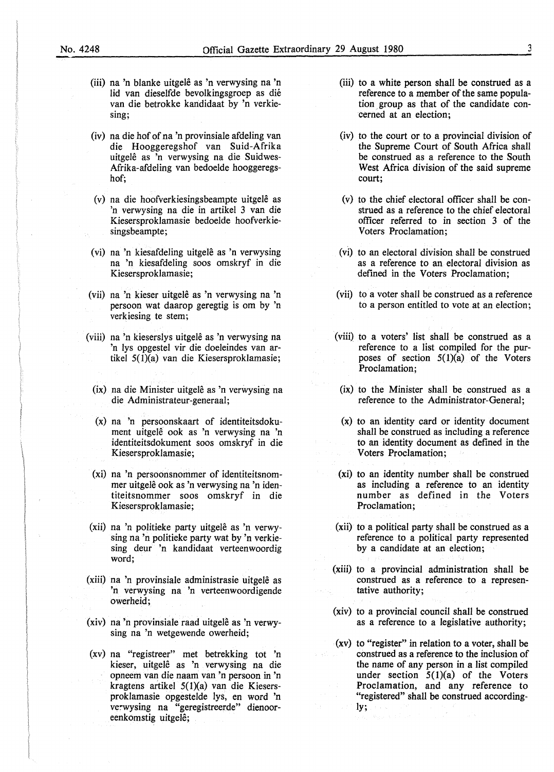(iii) na 'n blanke uitgelê as 'n verwysing na 'n lid van dieselfde bevolkingsgroep as dié van die betrokke kandidaat by 'n verkiesing;

(iv) na die hof of na 'n provinsiale afdeling van die Hooggeregshof van Suid-Afrika uitgelê as 'n verwysing na die Suidwes-Afrika-afdeling van bedoelde hooggeregshof;

(v) na die hoofverkiesingsbeampte uitgelê as 'n verwysing na die in artikel 3 van die Kiesersproklamasie bedoelde hoofverkiesingsbeampte;

(vi) na 'n kiesafdeling uitgelê as 'n verwysing na 'n kiesafdeling soos omskryf in die Kiesersproklamasie;

(vii) na 'n kieser uitgelê as 'n verwysing na 'n persoon wat daarop geregtig is om by 'n verkiesing te stem;

(viii) na 'n kieserslys uitgelê as 'n verwysing na 'n lys opgestel vir die doeleindes van artikel 5(1)(a) van die Kiesersproklamasie;

(ix) na die Minister uitgelê as 'n verwysing na die Administrateur-generaal;

(x) na 'n persoonskaart of identiteitsdokument uitgelê ook as 'n verwysing na 'n identiteitsdokument soos omskryf in die Kiesersproklamasie;

(xi) na 'n persoonsnommer of identiteitsnommer uitgelê ook as 'n verwysing na 'n identiteitsnommer soos omskryf in die Kiesersproklamasie;

(xii) na 'n politieke party uitgelê as 'n verwysing na 'n politieke party wat by 'n verkiesing deur 'n kandidaat verteenwoordig word;

(xiii) na 'n provinsiale administrasie uitgelê as 'n verwysing na 'n verteenwoordigende owerheid;

(xiv) na 'n provinsiale raad uitgelê as 'n verwysing na 'n wetgewende owerheid;

(xv) na "registreer" met betrekking tot 'n kieser, uitgelê as 'n verwysing na die opneem van die naam van 'n persoon in 'n kragtens artikel 5(1)(a) van die Kiesersproklamasie opgestelde lys, en word 'n verwysing na "geregistreerde" dienooreenkomstig uitgelê;

(iii) to a white person shall be construed as a reference to a member of the same population group as that of the candidate concerned at an election;

(iv) to the court or to a provincial division of the Supreme Court of South Africa shall be construed as a reference to the South West Africa division of the said supreme court;

(v) to the chief electoral officer shall be construed as a reference to the chief electoral officer referred to in section 3 of the Voters Proclamation;

(vi) to an electoral division shall be construed as a reference to an electoral division as defined in the Voters Proclamation;

(vii) to a voter shall be construed as a reference to a person entitled to vote at an election;

(viii) to a voters' list shall be construed as a reference to a list compiled for the purposes of section 5(1)(a) of the Voters Proclamation;

(ix) to the Minister shall be construed as a reference to the Administrator-General;

(x) to an identity card or identity document shall be construed as including a reference to an identity document as defined in the Voters Proclamation;

(xi) to an identity number shall be construed as including a reference to an identity number as defined in the Voters Proclamation;

(xii) to a political party shall be construed as a reference to a political party represented by a candidate at an election;

(xiii) to a provincial administration shall be construed as a reference to a representative authority;

(xiv) to a provincial council shall be construed as a reference to a legislative authority;

(xv) to "register" in relation to a voter, shall be construed as a reference to the inclusion of the name of any person in a list compiled under section 5(1)(a) of the Voters Proclamation, and any reference to "registered" shall be construed accordingly;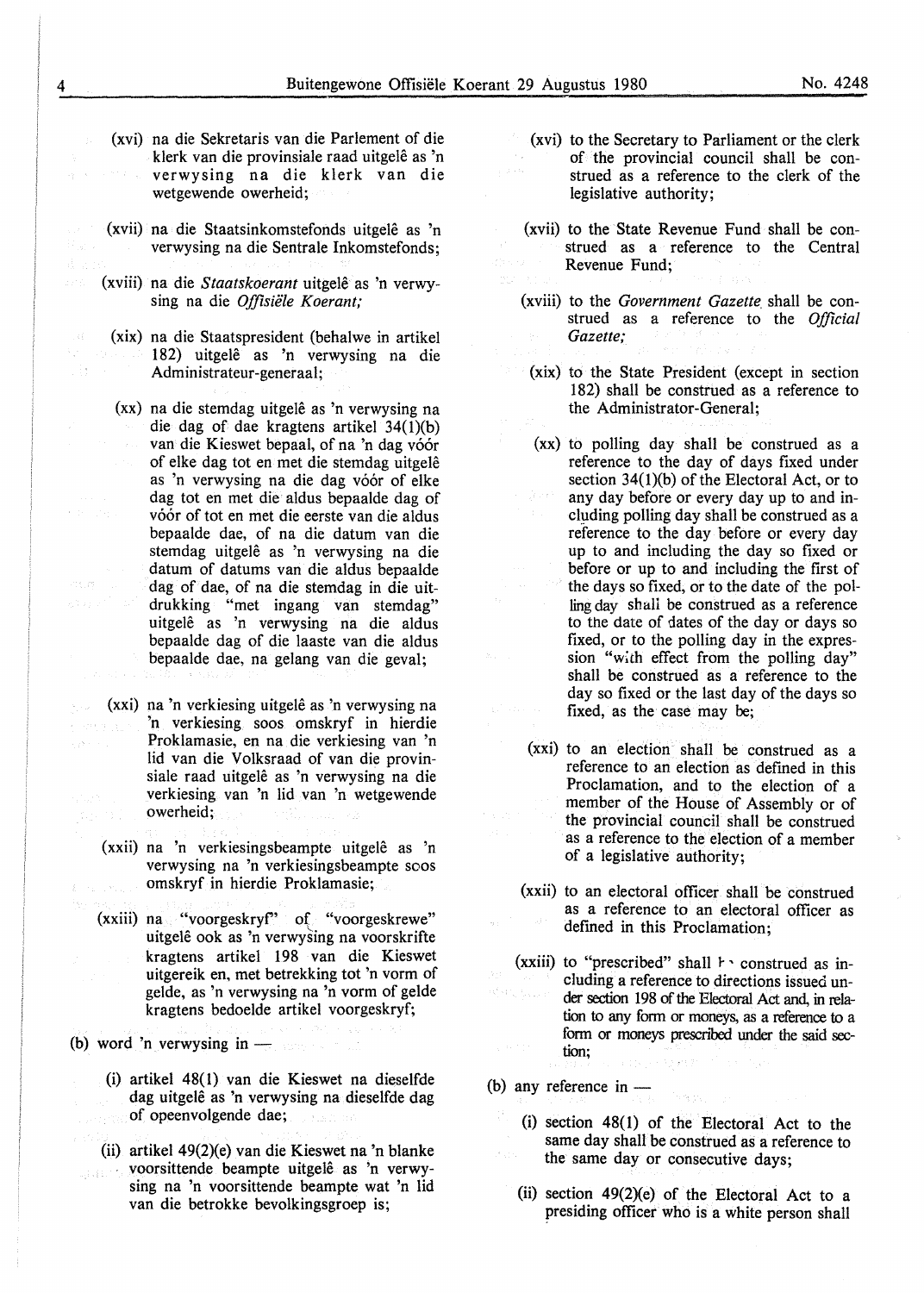(xvi) na die Sekretaris van die Parlement of die klerk van die provinsiale raad uitgelê as 'n verwysing na die klerk van die wetgewende owerheid;

(xvii) na die Staatsinkomstefonds uitgelê as 'n verwysing na die Sentrale Inkomstefonds;

(xviii) na die *Staatskoerant* uitgelê as 'n verwysing na die *Offisiële Koerant;*

(xix) na die Staatspresident (behalwe in artikel 182) uitgelê as 'n verwysing na die Administrateur-generaal;

(xx) na die stemdag uitgelê as 'n verwysing na die dag of dae kragtens artikel 34(1)(b) van die Kieswet bepaal, of na 'n dag vóór of elke dag tot en met die stemdag uitgelê as 'n verwysing na die dag vóór of elke dag tot en met die aldus bepaalde dag of vóór of tot en met die eerste van die aldus bepaalde dae, of na die datum van die stemdag uitgelê as 'n verwysing na die datum of datums van die aldus bepaalde dag of dae, of na die stemdag in die uitdrukking "met ingang van stemdag" uitgelê as 'n verwysing na die aldus bepaalde dag of die laaste van die aldus bepaalde dae, na gelang van die geval;

(xxi) na 'n verkiesing uitgelê as 'n verwysing na 'n verkiesing soos omskryf in hierdie Proklamasie, en na die verkiesing van 'n lid van die Volksraad of van die provinsiale raad uitgelê as 'n verwysing na die verkiesing van 'n lid van 'n wetgewende owerheid;

(xxii) na 'n verkiesingsbeampte uitgelê as 'n verwysing na 'n verkiesingsbeampte soos omskryf in hierdie Proklamasie;

(xxiii) na "voorgeskryf" of "voorgeskrewe" uitgelê ook as 'n verwysing na voorskrifte kragtens artikel 198 van die Kieswet uitgereik en, met betrekking tot 'n vorm of gelde, as 'n verwysing na 'n vorm of gelde kragtens bedoelde artikel voorgeskryf;

(b) word 'n verwysing in —

(i) artikel 48(1) van die Kieswet na dieselfde dag uitgelê as 'n verwysing na dieselfde dag of opeenvolgende dae;

(ii) artikel 49(2)(e) van die Kieswet na 'n blanke voorsittende beampte uitgelê as 'n verwysing na 'n voorsittende beampte wat 'n lid van die betrokke bevolkingsgroep is;

(xvi) to the Secretary to Parliament or the clerk of the provincial council shall be construed as a reference to the clerk of the legislative authority;

(xvii) to the State Revenue Fund shall be construed as a reference to the Central Revenue Fund;

(xviii) to the *Government Gazette* shall be construed as a reference to the *Official Gazette;*

(xix) to the State President (except in section 182) shall be construed as a reference to the Administrator-General;

(xx) to polling day shall be construed as a reference to the day of days fixed under section 34(1)(b) of the Electoral Act, or to any day before or every day up to and including polling day shall be construed as a reference to the day before or every day up to and including the day so fixed or before or up to and including the first of the days so fixed, or to the date of the polling day shall be construed as a reference to the date of dates of the day or days so fixed, or to the polling day in the expression "with effect from the polling day" shall be construed as a reference to the day so fixed or the last day of the days so fixed, as the case may be;

(xxi) to an election shall be construed as a reference to an election as defined in this Proclamation, and to the election of a member of the House of Assembly or of the provincial council shall be construed as a reference to the election of a member of a legislative authority;

(xxii) to an electoral officer shall be construed as a reference to an electoral officer as defined in this Proclamation;

(xxiii) to "prescribed" shall be construed as including a reference to directions issued under section 198 of the Electoral Act and, in relation to any form or moneys, as a reference to a form or moneys prescribed under the said section;

(b) any reference in —

(i) section 48(1) of the Electoral Act to the same day shall be construed as a reference to the same day or consecutive days;

(ii) section 49(2)(e) of the Electoral Act to a presiding officer who is a white person shall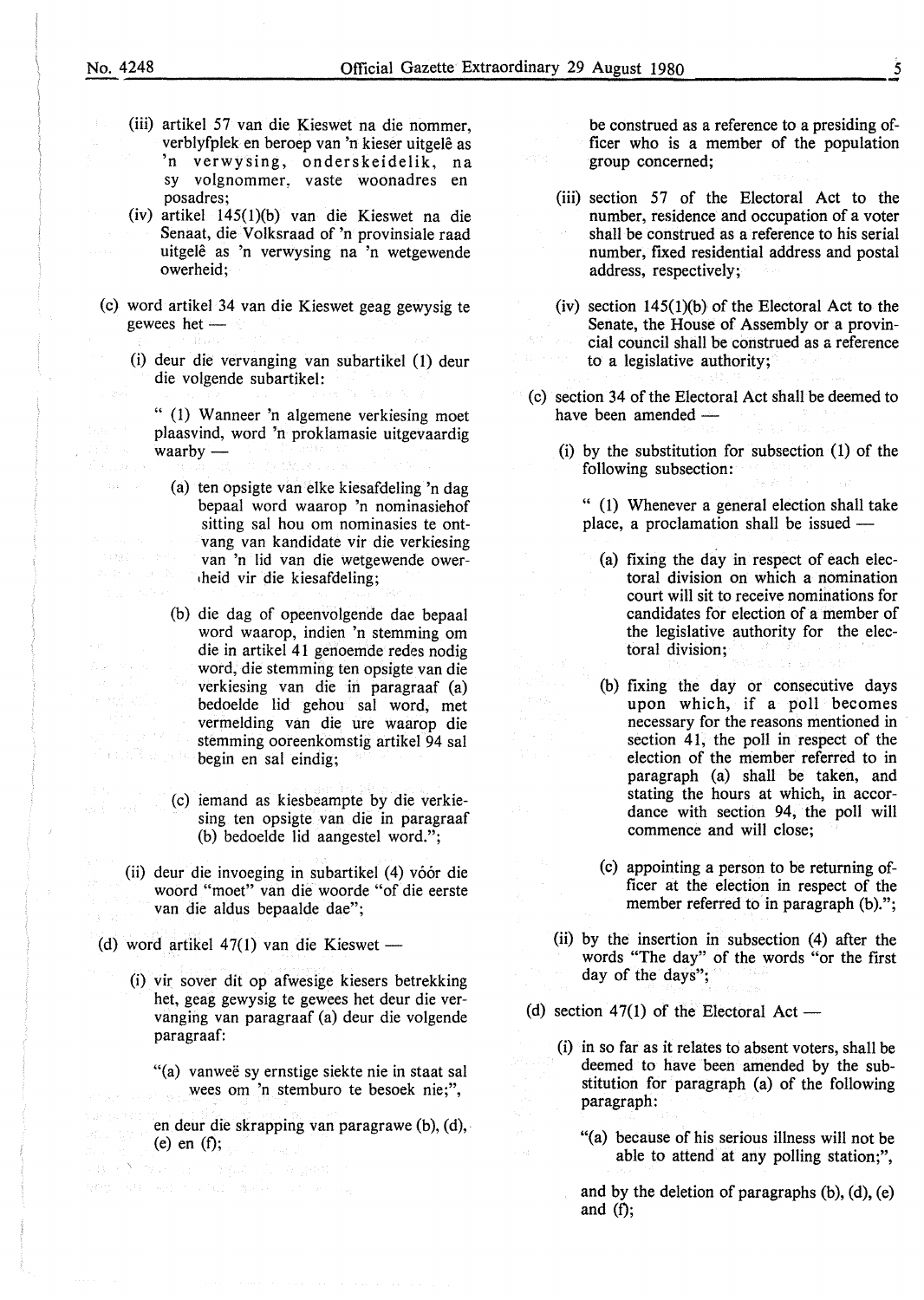(iii) artikel 57 van die Kieswet na die nommer, verblyfplek en beroep van 'n kieser uitgelê as 'n verwysing, onderskeidelik, na sy volgnommer, vaste woonadres en posadres;

(iv) artikel 145(1)(b) van die Kieswet na die Senaat, die Volksraad of 'n provinsiale raad uitgelê as 'n verwysing na 'n wetgewende owerheid;

(c) word artikel 34 van die Kieswet geag gewysig te gewees het —

(i) deur die vervanging van subartikel (1) deur die volgende subartikel:

" (1) Wanneer 'n algemene verkiesing moet plaasvind, word 'n proklamasie uitgevaardig waarby —

(a) ten opsigte van elke kiesafdeling 'n dag bepaal word waarop 'n nominasiehof sitting sal hou om nominasies te ontvang van kandidate vir die verkiesing van 'n lid van die wetgewende owerheid vir die kiesafdeling;

(b) die dag of opeenvolgende dae bepaal word waarop, indien 'n stemming om die in artikel 41 genoemde redes nodig word, die stemming ten opsigte van die verkiesing van die in paragraaf (a) bedoelde lid gehou sal word, met vermelding van die ure waarop die stemming ooreenkomstig artikel 94 sal begin en sal eindig;

(c) iemand as kiesbeampte by die verkiesing ten opsigte van die in paragraaf (b) bedoelde lid aangestel word.";

(ii) deur die invoeging in subartikel (4) vóór die woord "moet" van die woorde "of die eerste van die aldus bepaalde dae";

(d) word artikel 47(1) van die Kieswet —

(i) vir sover dit op afwesige kiesers betrekking het, geag gewysig te gewees het deur die vervanging van paragraaf (a) deur die volgende paragraaf:

"(a) vanweë sy ernstige siekte nie in staat sal wees om 'n stemburo te besoek nie;",

en deur die skrapping van paragrawe (b), (d), (e) en (f);

be construed as a reference to a presiding officer who is a member of the population group concerned;

(iii) section 57 of the Electoral Act to the number, residence and occupation of a voter shall be construed as a reference to his serial number, fixed residential address and postal address, respectively;

(iv) section 145(1)(b) of the Electoral Act to the Senate, the House of Assembly or a provincial council shall be construed as a reference to a legislative authority;

(c) section 34 of the Electoral Act shall be deemed to have been amended —

(i) by the substitution for subsection (1) of the following subsection:

" (1) Whenever a general election shall take place, a proclamation shall be issued —

(a) fixing the day in respect of each electoral division on which a nomination court will sit to receive nominations for candidates for election of a member of the legislative authority for the electoral division;

(b) fixing the day or consecutive days upon which, if a poll becomes necessary for the reasons mentioned in section 41, the poll in respect of the election of the member referred to in paragraph (a) shall be taken, and stating the hours at which, in accordance with section 94, the poll will commence and will close;

(c) appointing a person to be returning officer at the election in respect of the member referred to in paragraph (b).";

(ii) by the insertion in subsection (4) after the words "The day" of the words "or the first day of the days";

(d) section 47(1) of the Electoral Act —

(i) in so far as it relates to absent voters, shall be deemed to have been amended by the substitution for paragraph (a) of the following paragraph:

"(a) because of his serious illness will not be able to attend at any polling station;",

and by the deletion of paragraphs (b), (d), (e) and (f);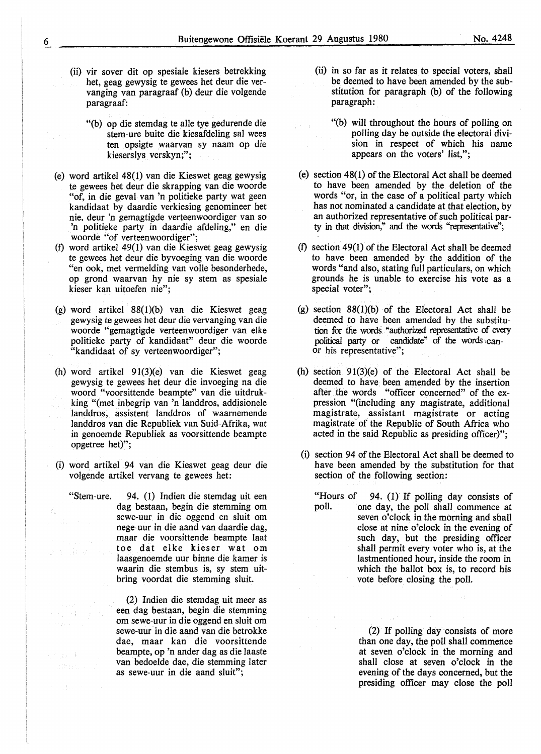(ii) vir sover dit op spesiale kiesers betrekking het, geag gewysig te gewees het deur die vervanging van paragraaf (b) deur die volgende paragraaf:

"(b) op die stemdag te alle tye gedurende die stem-ure buite die kiesafdeling sal wees ten opsigte waarvan sy naam op die kieserslys verskyn;";

(e) word artikel 48(1) van die Kieswet geag gewysig te gewees het deur die skrapping van die woorde "of, in die geval van 'n politieke party wat geen kandidaat by daardie verkiesing genomineer het nie, deur 'n gemagtigde verteenwoordiger van so 'n politieke party in daardie afdeling," en die woorde "of verteenwoordiger";

(f) word artikel 49(1) van die Kieswet geag gewysig te gewees het deur die byvoeging van die woorde "en ook, met vermelding van volle besonderhede, op grond waarvan hy nie sy stem as spesiale kieser kan uitoefen nie";

(g) word artikel 88(1)(b) van die Kieswet geag gewysig te gewees het deur die vervanging van die woorde "gemagtigde verteenwoordiger van elke politieke party of kandidaat" deur die woorde "kandidaat of sy verteenwoordiger";

(h) word artikel 91(3)(e) van die Kieswet geag gewysig te gewees het deur die invoeging na die woord "voorsittende beampte" van die uitdrukking "(met inbegrip van 'n landdros, addisionele landdros, assistent landdros of waarnemende landdros van die Republiek van Suid-Afrika, wat in genoemde Republiek as voorsittende beampte opgetree het)";

(i) word artikel 94 van die Kieswet geag deur die volgende artikel vervang te gewees het:

"Stem-ure. 94. (1) Indien die stemdag uit een dag bestaan, begin die stemming om sewe-uur in die oggend en sluit om nege-uur in die aand van daardie dag, maar die voorsittende beampte laat toe dat elke kieser wat om laasgenoemde uur binne die kamer is waarin die stembus is, sy stem uitbring voordat die stemming sluit.

(2) Indien die stemdag uit meer as een dag bestaan, begin die stemming om sewe-uur in die oggend en sluit om sewe-uur in die aand van die betrokke dae, maar kan die voorsittende beampte, op 'n ander dag as die laaste van bedoelde dae, die stemming later as sewe-uur in die aand sluit";

(ii) in so far as it relates to special voters, shall be deemed to have been amended by the substitution for paragraph (b) of the following paragraph:

"(b) will throughout the hours of polling on polling day be outside the electoral division in respect of which his name appears on the voters' list,";

(e) section 48(1) of the Electoral Act shall be deemed to have been amended by the deletion of the words "or, in the case of a political party which has not nominated a candidate at that election, by an authorized representative of such political party in that division," and the words "representative";

(f) section 49(1) of the Electoral Act shall be deemed to have been amended by the addition of the words "and also, stating full particulars, on which grounds he is unable to exercise his vote as a special voter";

(g) section 88(1)(b) of the Electoral Act shall be deemed to have been amended by the substitution for the words "authorized representative of every political party or candidate" of the words "candidate or his representative";

(h) section 91(3)(e) of the Electoral Act shall be deemed to have been amended by the insertion after the words "officer concerned" of the expression "(including any magistrate, additional magistrate, assistant magistrate or acting magistrate of the Republic of South Africa who acted in the said Republic as presiding officer)";

(i) section 94 of the Electoral Act shall be deemed to have been amended by the substitution for that section of the following section:

"Hours of poll. 94. (1) If polling day consists of one day, the poll shall commence at seven o'clock in the morning and shall close at nine o'clock in the evening of such day, but the presiding officer shall permit every voter who is, at the lastmentioned hour, inside the room in which the ballot box is, to record his vote before closing the poll.

(2) If polling day consists of more than one day, the poll shall commence at seven o'clock in the morning and shall close at seven o'clock in the evening of the days concerned, but the presiding officer may close the poll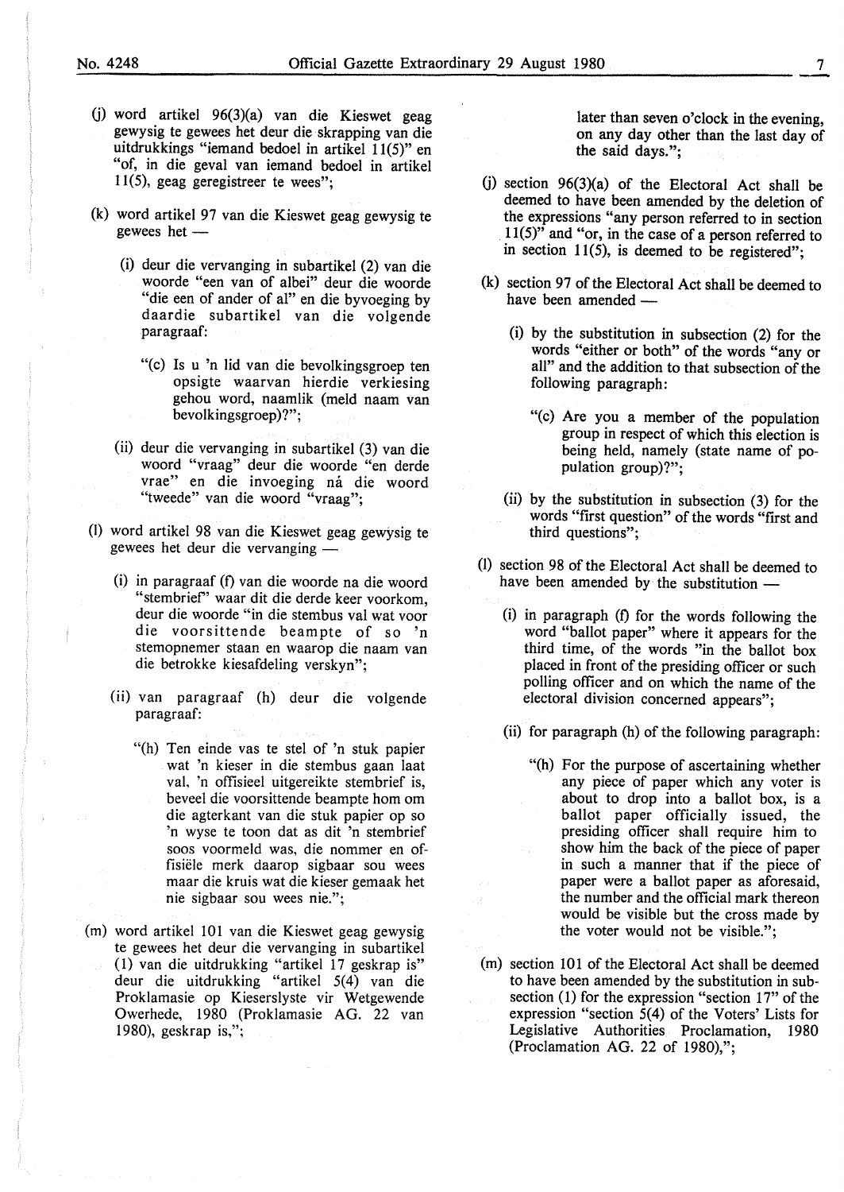(j) word artikel 96(3)(a) van die Kieswet geag gewysig te gewees het deur die skrapping van die uitdrukkings "iemand bedoel in artikel 11(5)" en "of, in die geval van iemand bedoel in artikel 11(5), geag geregistreer te wees";

(k) word artikel 97 van die Kieswet geag gewysig te gewees het —

(i) deur die vervanging in subartikel (2) van die woorde "een van of albei" deur die woorde "die een of ander of al" en die byvoeging by daardie subartikel van die volgende paragraaf:

"(c) Is u 'n lid van die bevolkingsgroep ten opsigte waarvan hierdie verkiesing gehou word, naamlik (meld naam van bevolkingsgroep)?";

(ii) deur die vervanging in subartikel (3) van die woord "vraag" deur die woorde "en derde vrae" en die invoeging ná die woord "tweede" van die woord "vraag";

(l) word artikel 98 van die Kieswet geag gewysig te gewees het deur die vervanging —

(i) in paragraaf (f) van die woorde na die woord "stembrief" waar dit die derde keer voorkom, deur die woorde "in die stembus val wat voor die voorsittende beampte of so 'n stemopnemer staan en waarop die naam van die betrokke kiesafdeling verskyn";

(ii) van paragraaf (h) deur die volgende paragraaf:

"(h) Ten einde vas te stel of 'n stuk papier wat 'n kieser in die stembus gaan laat val, 'n offisieel uitgereikte stembrief is, beveel die voorsittende beampte hom om die agterkant van die stuk papier op so 'n wyse te toon dat as dit 'n stembrief soos voormeld was, die nommer en offisiële merk daarop sigbaar sou wees maar die kruis wat die kieser gemaak het nie sigbaar sou wees nie.";

(m) word artikel 101 van die Kieswet geag gewysig te gewees het deur die vervanging in subartikel (1) van die uitdrukking "artikel 17 geskrap is" deur die uitdrukking "artikel 5(4) van die Proklamasie op Kieserslyste vir Wetgewende Owerhede, 1980 (Proklamasie AG. 22 van 1980), geskrap is,";

later than seven o'clock in the evening, on any day other than the last day of the said days.";

(j) section 96(3)(a) of the Electoral Act shall be deemed to have been amended by the deletion of the expressions "any person referred to in section 11(5)" and "or, in the case of a person referred to in section 11(5), is deemed to be registered";

(k) section 97 of the Electoral Act shall be deemed to have been amended —

(i) by the substitution in subsection (2) for the words "either or both" of the words "any or all" and the addition to that subsection of the following paragraph:

"(c) Are you a member of the population group in respect of which this election is being held, namely (state name of population group)?";

(ii) by the substitution in subsection (3) for the words "first question" of the words "first and third questions";

(l) section 98 of the Electoral Act shall be deemed to have been amended by the substitution —

(i) in paragraph (f) for the words following the word "ballot paper" where it appears for the third time, of the words "in the ballot box placed in front of the presiding officer or such polling officer and on which the name of the electoral division concerned appears";

(ii) for paragraph (h) of the following paragraph:

"(h) For the purpose of ascertaining whether any piece of paper which any voter is about to drop into a ballot box, is a ballot paper officially issued, the presiding officer shall require him to show him the back of the piece of paper in such a manner that if the piece of paper were a ballot paper as aforesaid, the number and the official mark thereon would be visible but the cross made by the voter would not be visible.";

(m) section 101 of the Electoral Act shall be deemed to have been amended by the substitution in subsection (1) for the expression "section 17" of the expression "section 5(4) of the Voters' Lists for Legislative Authorities Proclamation, 1980 (Proclamation AG. 22 of 1980),";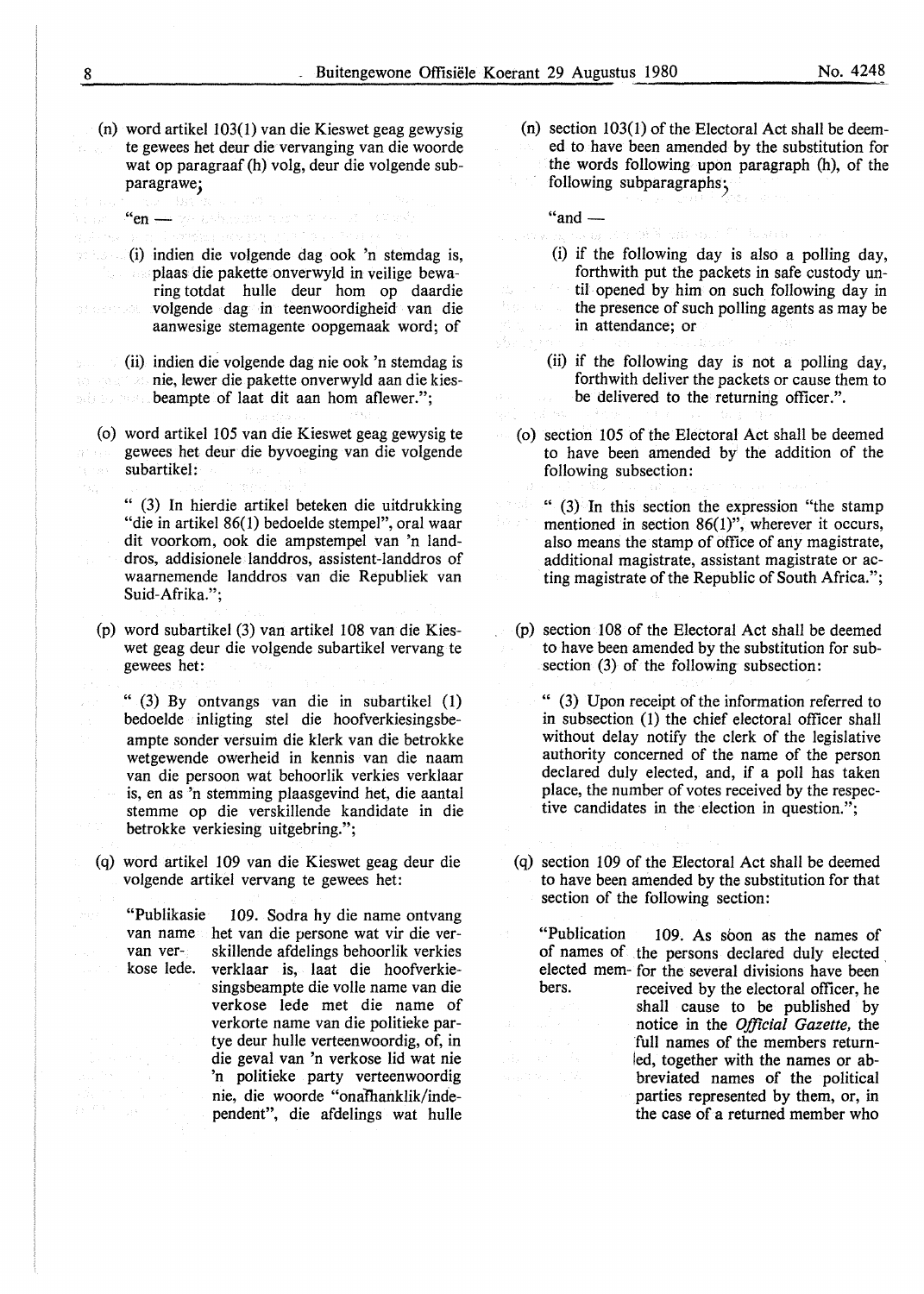(n) word artikel 103(1) van die Kieswet geag gewysig te gewees het deur die vervanging van die woorde wat op paragraaf (h) volg, deur die volgende subparagrawe;

"en —

(i) indien die volgende dag ook 'n stemdag is, plaas die pakette onverwyld in veilige bewaring totdat hulle deur hom op daardie volgende dag in teenwoordigheid van die aanwesige stemagente oopgemaak word; of

(ii) indien die volgende dag nie ook 'n stemdag is nie, lewer die pakette onverwyld aan die kiesbeampte of laat dit aan hom aflewer.";

(o) word artikel 105 van die Kieswet geag gewysig te gewees het deur die byvoeging van die volgende subartikel:

" (3) In hierdie artikel beteken die uitdrukking "die in artikel 86(1) bedoelde stempel", oral waar dit voorkom, ook die ampstempel van 'n landdros, addisionele landdros, assistent-landdros of waarnemende landdros van die Republiek van Suid-Afrika.";

(p) word subartikel (3) van artikel 108 van die Kieswet geag deur die volgende subartikel vervang te gewees het:

" (3) By ontvangs van die in subartikel (1) bedoelde inligting stel die hoofverkiesingsbeampte sonder versuim die klerk van die betrokke wetgewende owerheid in kennis van die naam van die persoon wat behoorlik verkies verklaar is, en as 'n stemming plaasgevind het, die aantal stemme op die verskillende kandidate in die betrokke verkiesing uitgebring.";

(q) word artikel 109 van die Kieswet geag deur die volgende artikel vervang te gewees het:

"Publikasie van name van verkose lede. 109. Sodra hy die name ontvang het van die persone wat vir die verskillende afdelings behoorlik verkies verklaar is, laat die hoofverkiesingsbeampte die volle name van die verkose lede met die name of verkorte name van die politieke partye deur hulle verteenwoordig, of, in die geval van 'n verkose lid wat nie 'n politieke party verteenwoordig nie, die woorde "onafhanklik/independent", die afdelings wat hulle

(n) section 103(1) of the Electoral Act shall be deemed to have been amended by the substitution for the words following upon paragraph (h), of the following subparagraphs;

"and —

(i) if the following day is also a polling day, forthwith put the packets in safe custody until opened by him on such following day in the presence of such polling agents as may be in attendance; or

(ii) if the following day is not a polling day, forthwith deliver the packets or cause them to be delivered to the returning officer.".

(o) section 105 of the Electoral Act shall be deemed to have been amended by the addition of the following subsection:

" (3) In this section the expression "the stamp mentioned in section 86(1)", wherever it occurs, also means the stamp of office of any magistrate, additional magistrate, assistant magistrate or acting magistrate of the Republic of South Africa.";

(p) section 108 of the Electoral Act shall be deemed to have been amended by the substitution for subsection (3) of the following subsection:

" (3) Upon receipt of the information referred to in subsection (1) the chief electoral officer shall without delay notify the clerk of the legislative authority concerned of the name of the person declared duly elected, and, if a poll has taken place, the number of votes received by the respective candidates in the election in question.";

(q) section 109 of the Electoral Act shall be deemed to have been amended by the substitution for that section of the following section:

"Publication of names of elected members. 109. As soon as the names of the persons declared duly elected for the several divisions have been received by the electoral officer, he shall cause to be published by notice in the *Official Gazette*, the full names of the members returned, together with the names or abbreviated names of the political parties represented by them, or, in the case of a returned member who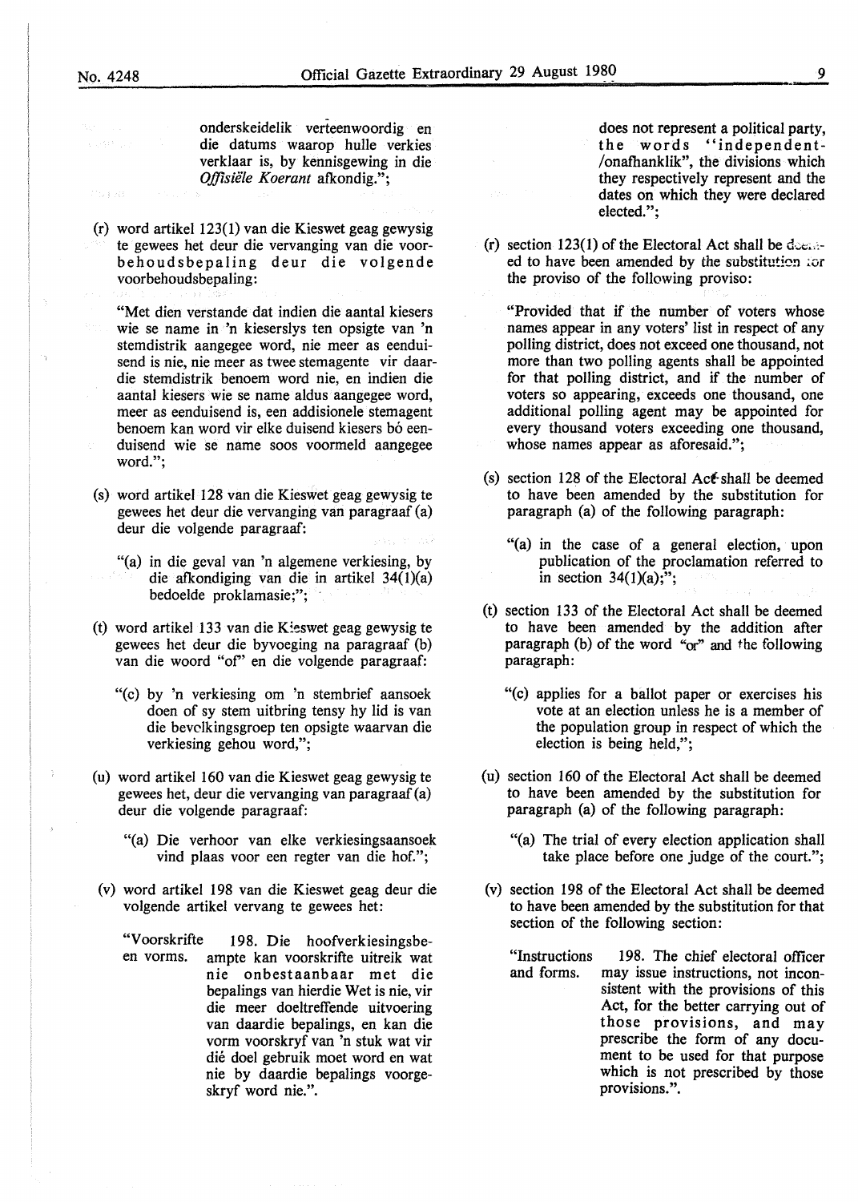onderskeidelik verteenwoordig en die datums waarop hulle verkies verklaar is, by kennisgewing in die *Offisiële Koerant* afkondig.";

(r) word artikel 123(1) van die Kieswet geag gewysig te gewees het deur die vervanging van die voorbehoudsbepaling deur die volgende voorbehoudsbepaling:

"Met dien verstande dat indien die aantal kiesers wie se name in 'n kieserslys ten opsigte van 'n stemdistrik aangegee word, nie meer as eenduisend is nie, nie meer as twee stemagente vir daardie stemdistrik benoem word nie, en indien die aantal kiesers wie se name aldus aangegee word, meer as eenduisend is, een addisionele stemagent benoem kan word vir elke duisend kiesers bó eenduisend wie se name soos voormeld aangegee word.";

(s) word artikel 128 van die Kieswet geag gewysig te gewees het deur die vervanging van paragraaf (a) deur die volgende paragraaf:

"(a) in die geval van 'n algemene verkiesing, by die afkondiging van die in artikel 34(1)(a) bedoelde proklamasie;";

(t) word artikel 133 van die Kieswet geag gewysig te gewees het deur die byvoeging na paragraaf (b) van die woord "of" en die volgende paragraaf:

"(c) by 'n verkiesing om 'n stembrief aansoek doen of sy stem uitbring tensy hy lid is van die bevolkingsgroep ten opsigte waarvan die verkiesing gehou word,";

(u) word artikel 160 van die Kieswet geag gewysig te gewees het, deur die vervanging van paragraaf (a) deur die volgende paragraaf:

"(a) Die verhoor van elke verkiesingsaansoek vind plaas voor een regter van die hof.";

(v) word artikel 198 van die Kieswet geag deur die volgende artikel vervang te gewees het:

"Voorskrifte en vorms. 198. Die hoofverkiesingsbeampte kan voorskrifte uitreik wat nie onbestaanbaar met die bepalings van hierdie Wet is nie, vir die meer doeltreffende uitvoering van daardie bepalings, en kan die vorm voorskryf van 'n stuk wat vir dié doel gebruik moet word en wat nie by daardie bepalings voorgeskryf word nie.".

does not represent a political party, the words "independent-/onafhanklik", the divisions which they respectively represent and the dates on which they were declared elected.";

(r) section 123(1) of the Electoral Act shall be deemed to have been amended by the substitution for the proviso of the following proviso:

"Provided that if the number of voters whose names appear in any voters' list in respect of any polling district, does not exceed one thousand, not more than two polling agents shall be appointed for that polling district, and if the number of voters so appearing, exceeds one thousand, one additional polling agent may be appointed for every thousand voters exceeding one thousand, whose names appear as aforesaid.";

(s) section 128 of the Electoral Act shall be deemed to have been amended by the substitution for paragraph (a) of the following paragraph:

"(a) in the case of a general election, upon publication of the proclamation referred to in section 34(1)(a);";

(t) section 133 of the Electoral Act shall be deemed to have been amended by the addition after paragraph (b) of the word "or" and the following paragraph:

"(c) applies for a ballot paper or exercises his vote at an election unless he is a member of the population group in respect of which the election is being held,";

(u) section 160 of the Electoral Act shall be deemed to have been amended by the substitution for paragraph (a) of the following paragraph:

"(a) The trial of every election application shall take place before one judge of the court.";

(v) section 198 of the Electoral Act shall be deemed to have been amended by the substitution for that section of the following section:

"Instructions and forms. 198. The chief electoral officer may issue instructions, not inconsistent with the provisions of this Act, for the better carrying out of those provisions, and may prescribe the form of any document to be used for that purpose which is not prescribed by those provisions.".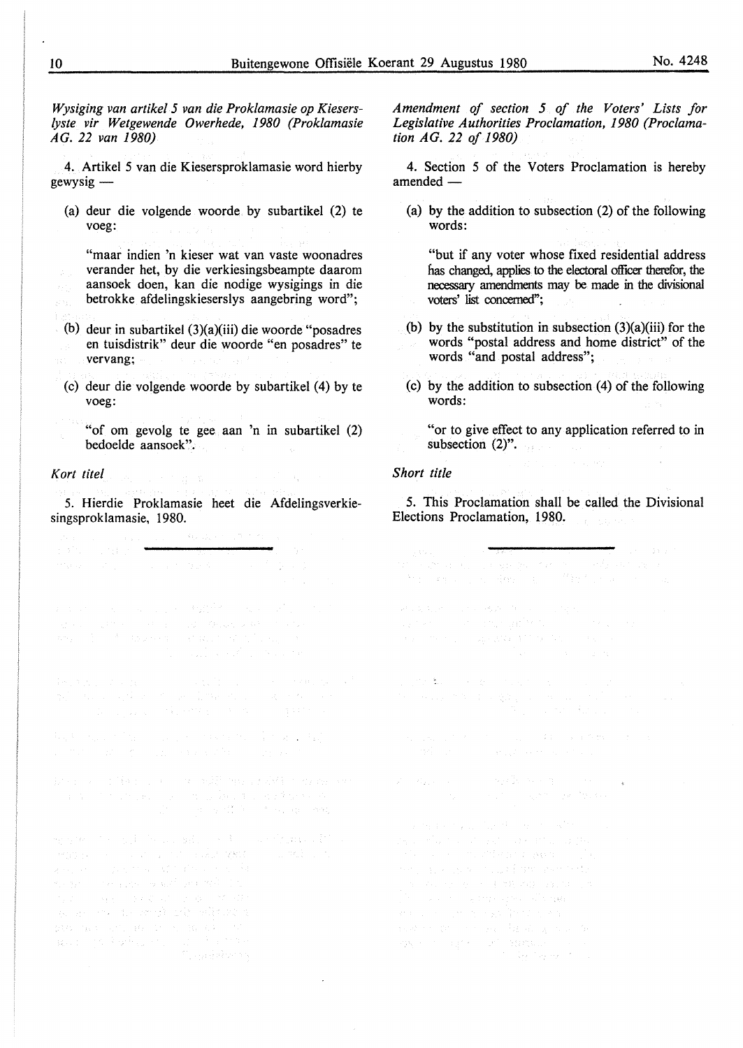*Wysiging van artikel 5 van die Proklamasie op Kieserslyste vir Wetgewende Owerhede, 1980 (Proklamasie AG. 22 van 1980)*

4. Artikel 5 van die Kiesersproklamasie word hierby gewysig —

(a) deur die volgende woorde by subartikel (2) te voeg:

"maar indien 'n kieser wat van vaste woonadres verander het, by die verkiesingsbeampte daarom aansoek doen, kan die nodige wysigings in die betrokke afdelingskieserslys aangebring word";

(b) deur in subartikel (3)(a)(iii) die woorde "posadres en tuisdistrik" deur die woorde "en posadres" te vervang;

(c) deur die volgende woorde by subartikel (4) by te voeg:

"of om gevolg te gee aan 'n in subartikel (2) bedoelde aansoek".

*Kort titel*

5. Hierdie Proklamasie heet die Afdelingsverkiesingsproklamasie, 1980.

*Amendment of section 5 of the Voters' Lists for Legislative Authorities Proclamation, 1980 (Proclamation AG. 22 of 1980)*

4. Section 5 of the Voters Proclamation is hereby amended —

(a) by the addition to subsection (2) of the following words:

"but if any voter whose fixed residential address has changed, applies to the electoral officer therefor, the necessary amendments may be made in the divisional voters' list concerned";

(b) by the substitution in subsection (3)(a)(iii) for the words "postal address and home district" of the words "and postal address";

(c) by the addition to subsection (4) of the following words:

"or to give effect to any application referred to in subsection (2)".

*Short title*

5. This Proclamation shall be called the Divisional Elections Proclamation, 1980.